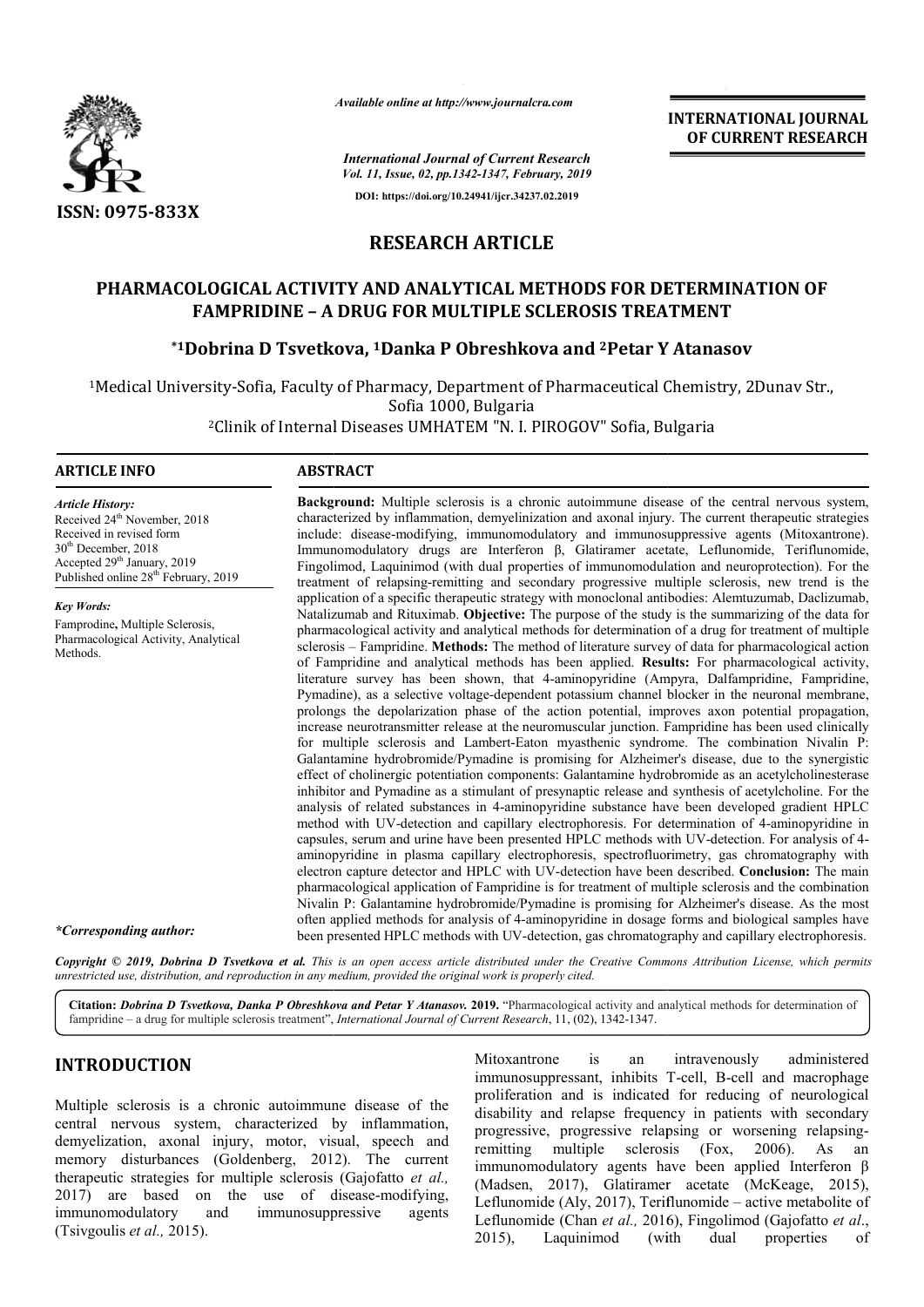ISSN: 0975-833X

*Available online at http://www.journalcra.com*

*International Journal of Current Research*
*Vol. 11, Issue, 02, pp.1342-1347, February, 2019*

**DOI: https://doi.org/10.24941/ijcr.34237.02.2019**

**INTERNATIONAL JOURNAL OF CURRENT RESEARCH**

# RESEARCH ARTICLE

# PHARMACOLOGICAL ACTIVITY AND ANALYTICAL METHODS FOR DETERMINATION OF FAMPRIDINE – A DRUG FOR MULTIPLE SCLEROSIS TREATMENT

**\*[1]Dobrina D Tsvetkova, [1]Danka P Obreshkova and [2]Petar Y Atanasov**

[1]Medical University-Sofia, Faculty of Pharmacy, Department of Pharmaceutical Chemistry, 2Dunav Str., Sofia 1000, Bulgaria

[2]Clinik of Internal Diseases UMHATEM "N. I. PIROGOV" Sofia, Bulgaria

## ARTICLE INFO

*Article History:*
Received 24th November, 2018
Received in revised form
30th December, 2018
Accepted 29th January, 2019
Published online 28th February, 2019

*Key Words:*
Famprodine, Multiple Sclerosis, Pharmacological Activity, Analytical Methods.

*\*Corresponding author:*

## ABSTRACT

**Background:** Multiple sclerosis is a chronic autoimmune disease of the central nervous system, characterized by inflammation, demyelinization and axonal injury. The current therapeutic strategies include: disease-modifying, immunomodulatory and immunosuppressive agents (Mitoxantrone). Immunomodulatory drugs are Interferon β, Glatiramer acetate, Leflunomide, Teriflunomide, Fingolimod, Laquinimod (with dual properties of immunomodulation and neuroprotection). For the treatment of relapsing-remitting and secondary progressive multiple sclerosis, new trend is the application of a specific therapeutic strategy with monoclonal antibodies: Alemtuzumab, Daclizumab, Natalizumab and Rituximab. **Objective:** The purpose of the study is the summarizing of the data for pharmacological activity and analytical methods for determination of a drug for treatment of multiple sclerosis – Fampridine. **Methods:** The method of literature survey of data for pharmacological action of Fampridine and analytical methods has been applied. **Results:** For pharmacological activity, literature survey has been shown, that 4-aminopyridine (Ampyra, Dalfampridine, Fampridine, Pymadine), as a selective voltage-dependent potassium channel blocker in the neuronal membrane, prolongs the depolarization phase of the action potential, improves axon potential propagation, increase neurotransmitter release at the neuromuscular junction. Fampridine has been used clinically for multiple sclerosis and Lambert-Eaton myasthenic syndrome. The combination Nivalin P: Galantamine hydrobromide/Pymadine is promising for Alzheimer's disease, due to the synergistic effect of cholinergic potentiation components: Galantamine hydrobromide as an acetylcholinesterase inhibitor and Pymadine as a stimulant of presynaptic release and synthesis of acetylcholine. For the analysis of related substances in 4-aminopyridine substance have been developed gradient HPLC method with UV-detection and capillary electrophoresis. For determination of 4-aminopyridine in capsules, serum and urine have been presented HPLC methods with UV-detection. For analysis of 4-aminopyridine in plasma capillary electrophoresis, spectrofluorimetry, gas chromatography with electron capture detector and HPLC with UV-detection have been described. **Conclusion:** The main pharmacological application of Fampridine is for treatment of multiple sclerosis and the combination Nivalin P: Galantamine hydrobromide/Pymadine is promising for Alzheimer's disease. As the most often applied methods for analysis of 4-aminopyridine in dosage forms and biological samples have been presented HPLC methods with UV-detection, gas chromatography and capillary electrophoresis.

*Copyright © 2019, Dobrina D Tsvetkova et al. This is an open access article distributed under the Creative Commons Attribution License, which permits unrestricted use, distribution, and reproduction in any medium, provided the original work is properly cited.*

**Citation:** *Dobrina D Tsvetkova, Danka P Obreshkova and Petar Y Atanasov.* **2019.** "Pharmacological activity and analytical methods for determination of fampridine – a drug for multiple sclerosis treatment", *International Journal of Current Research*, 11, (02), 1342-1347.

## INTRODUCTION

Multiple sclerosis is a chronic autoimmune disease of the central nervous system, characterized by inflammation, demyelization, axonal injury, motor, visual, speech and memory disturbances (Goldenberg, 2012). The current therapeutic strategies for multiple sclerosis (Gajofatto *et al.,* 2017) are based on the use of disease-modifying, immunomodulatory and immunosuppressive agents (Tsivgoulis *et al.,* 2015).

Mitoxantrone is an intravenously administered immunosuppressant, inhibits T-cell, B-cell and macrophage proliferation and is indicated for reducing of neurological disability and relapse frequency in patients with secondary progressive, progressive relapsing or worsening relapsing-remitting multiple sclerosis (Fox, 2006). As an immunomodulatory agents have been applied Interferon β (Madsen, 2017), Glatiramer acetate (McKeage, 2015), Leflunomide (Aly, 2017), Teriflunomide – active metabolite of Leflunomide (Chan *et al.,* 2016), Fingolimod (Gajofatto *et al*., 2015), Laquinimod (with dual properties of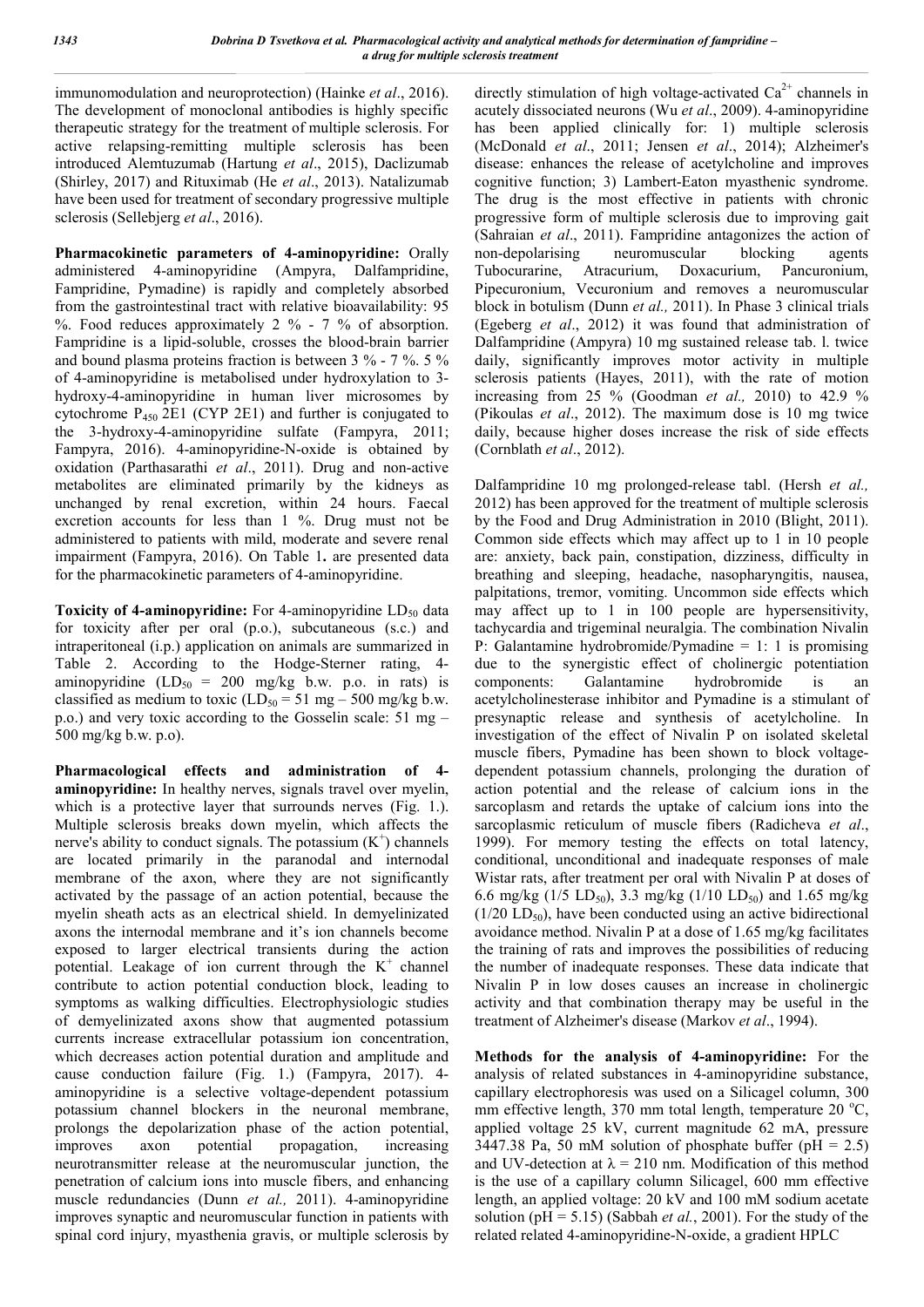immunomodulation and neuroprotection) (Hainke *et al*., 2016). The development of monoclonal antibodies is highly specific therapeutic strategy for the treatment of multiple sclerosis. For active relapsing-remitting multiple sclerosis has been introduced Alemtuzumab (Hartung *et al*., 2015), Daclizumab (Shirley, 2017) and Rituximab (He *et al*., 2013). Natalizumab have been used for treatment of secondary progressive multiple sclerosis (Sellebjerg *et al*., 2016).

**Pharmacokinetic parameters of 4-aminopyridine:** Orally administered 4-aminopyridine (Ampyra, Dalfampridine, Fampridine, Pymadine) is rapidly and completely absorbed from the gastrointestinal tract with relative bioavailability: 95 %. Food reduces approximately 2 % - 7 % of absorption. Fampridine is a lipid-soluble, crosses the blood-brain barrier and bound plasma proteins fraction is between 3 % - 7 %. 5 % of 4-aminopyridine is metabolised under hydroxylation to 3-hydroxy-4-aminopyridine in human liver microsomes by cytochrome $P_{450}$ 2E1 (CYP 2E1) and further is conjugated to the 3-hydroxy-4-aminopyridine sulfate (Fampyra, 2011; Fampyra, 2016). 4-aminopyridine-N-oxide is obtained by oxidation (Parthasarathi *et al*., 2011). Drug and non-active metabolites are eliminated primarily by the kidneys as unchanged by renal excretion, within 24 hours. Faecal excretion accounts for less than 1 %. Drug must not be administered to patients with mild, moderate and severe renal impairment (Fampyra, 2016). On Table 1**.** are presented data for the pharmacokinetic parameters of 4-aminopyridine.

**Toxicity of 4-aminopyridine:** For 4-aminopyridine $LD_{50}$ data for toxicity after per oral (p.o.), subcutaneous (s.c.) and intraperitoneal (i.p.) application on animals are summarized in Table 2. According to the Hodge-Sterner rating, 4-aminopyridine ($LD_{50}$ = 200 mg/kg b.w. p.o. in rats) is classified as medium to toxic ($LD_{50}$ = 51 mg – 500 mg/kg b.w. p.o.) and very toxic according to the Gosselin scale: 51 mg – 500 mg/kg b.w. p.o).

**Pharmacological effects and administration of 4-aminopyridine:** In healthy nerves, signals travel over myelin, which is a protective layer that surrounds nerves (Fig. 1.). Multiple sclerosis breaks down myelin, which affects the nerve's ability to conduct signals. The potassium ($K^+$) channels are located primarily in the paranodal and internodal membrane of the axon, where they are not significantly activated by the passage of an action potential, because the myelin sheath acts as an electrical shield. In demyelinizated axons the internodal membrane and it's ion channels become exposed to larger electrical transients during the action potential. Leakage of ion current through the $K^+$ channel contribute to action potential conduction block, leading to symptoms as walking difficulties. Electrophysiologic studies of demyelinizated axons show that augmented potassium currents increase extracellular potassium ion concentration, which decreases action potential duration and amplitude and cause conduction failure (Fig. 1.) (Fampyra, 2017). 4-aminopyridine is a selective voltage-dependent potassium potassium channel blockers in the neuronal membrane, prolongs the depolarization phase of the action potential, improves axon potential propagation, increasing neurotransmitter release at the neuromuscular junction, the penetration of calcium ions into muscle fibers, and enhancing muscle redundancies (Dunn *et al.,* 2011). 4-aminopyridine improves synaptic and neuromuscular function in patients with spinal cord injury, myasthenia gravis, or multiple sclerosis by directly stimulation of high voltage-activated $Ca^{2+}$ channels in acutely dissociated neurons (Wu *et al*., 2009). 4-aminopyridine has been applied clinically for: 1) multiple sclerosis (McDonald *et al*., 2011; Jensen *et al*., 2014); Alzheimer's disease: enhances the release of acetylcholine and improves cognitive function; 3) Lambert-Eaton myasthenic syndrome. The drug is the most effective in patients with chronic progressive form of multiple sclerosis due to improving gait (Sahraian *et al*., 2011). Fampridine antagonizes the action of non-depolarising neuromuscular blocking agents Tubocurarine, Atracurium, Doxacurium, Pancuronium, Pipecuronium, Vecuronium and removes a neuromuscular block in botulism (Dunn *et al.,* 2011). In Phase 3 clinical trials (Egeberg *et al*., 2012) it was found that administration of Dalfampridine (Ampyra) 10 mg sustained release tab. l. twice daily, significantly improves motor activity in multiple sclerosis patients (Hayes, 2011), with the rate of motion increasing from 25 % (Goodman *et al.,* 2010) to 42.9 % (Pikoulas *et al*., 2012). The maximum dose is 10 mg twice daily, because higher doses increase the risk of side effects (Cornblath *et al*., 2012).

Dalfampridine 10 mg prolonged-release tabl. (Hersh *et al.,* 2012) has been approved for the treatment of multiple sclerosis by the Food and Drug Administration in 2010 (Blight, 2011). Common side effects which may affect up to 1 in 10 people are: anxiety, back pain, constipation, dizziness, difficulty in breathing and sleeping, headache, nasopharyngitis, nausea, palpitations, tremor, vomiting. Uncommon side effects which may affect up to 1 in 100 people are hypersensitivity, tachycardia and trigeminal neuralgia. The combination Nivalin P: Galantamine hydrobromide/Pymadine = 1: 1 is promising due to the synergistic effect of cholinergic potentiation components: Galantamine hydrobromide is an acetylcholinesterase inhibitor and Pymadine is a stimulant of presynaptic release and synthesis of acetylcholine. In investigation of the effect of Nivalin P on isolated skeletal muscle fibers, Pymadine has been shown to block voltage-dependent potassium channels, prolonging the duration of action potential and the release of calcium ions in the sarcoplasm and retards the uptake of calcium ions into the sarcoplasmic reticulum of muscle fibers (Radicheva *et al*., 1999). For memory testing the effects on total latency, conditional, unconditional and inadequate responses of male Wistar rats, after treatment per oral with Nivalin P at doses of 6.6 mg/kg (1/5 $LD_{50}$), 3.3 mg/kg (1/10 $LD_{50}$) and 1.65 mg/kg (1/20 $LD_{50}$), have been conducted using an active bidirectional avoidance method. Nivalin P at a dose of 1.65 mg/kg facilitates the training of rats and improves the possibilities of reducing the number of inadequate responses. These data indicate that Nivalin P in low doses causes an increase in cholinergic activity and that combination therapy may be useful in the treatment of Alzheimer's disease (Markov *et al*., 1994).

**Methods for the analysis of 4-aminopyridine:** For the analysis of related substances in 4-aminopyridine substance, capillary electrophoresis was used on a Silicagel column, 300 mm effective length, 370 mm total length, temperature 20 °C, applied voltage 25 kV, current magnitude 62 mA, pressure 3447.38 Pa, 50 mM solution of phosphate buffer (pH = 2.5) and UV-detection at λ = 210 nm. Modification of this method is the use of a capillary column Silicagel, 600 mm effective length, an applied voltage: 20 kV and 100 mM sodium acetate solution (pH = 5.15) (Sabbah *et al.*, 2001). For the study of the related related 4-aminopyridine-N-oxide, a gradient HPLC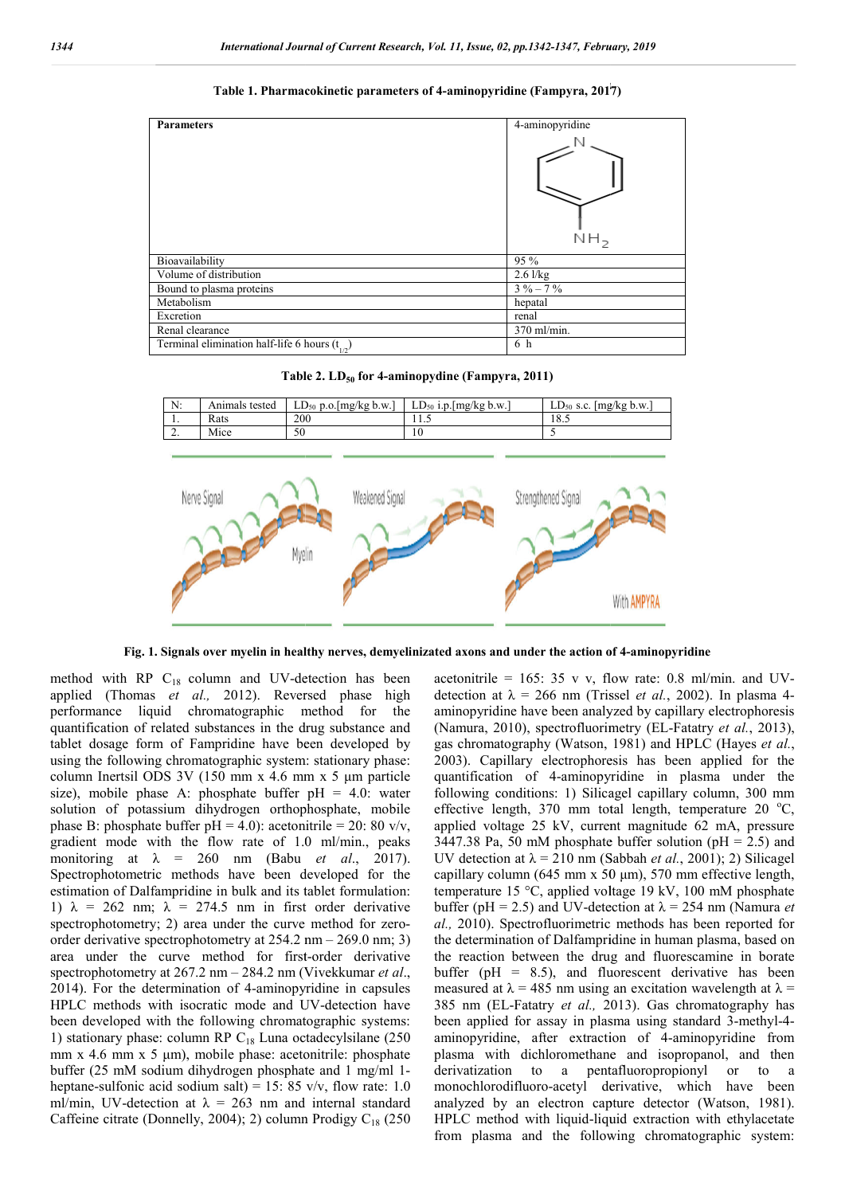**Table 1. Pharmacokinetic parameters of 4-aminopyridine (Fampyra, 2017)**

| Parameters | 4-aminopyridine |
|---|---|
| Bioavailability | 95 % |
| Volume of distribution | 2.6 l/kg |
| Bound to plasma proteins | 3 % – 7 % |
| Metabolism | hepatal |
| Excretion | renal |
| Renal clearance | 370 ml/min. |
| Terminal elimination half-life 6 hours ($t_{1/2}$) | 6 h |

**Table 2. $LD_{50}$ for 4-aminopydine (Fampyra, 2011)**

| N: | Animals tested | $LD_{50}$ p.o.[mg/kg b.w.] | $LD_{50}$ i.p.[mg/kg b.w.] | $LD_{50}$ s.c. [mg/kg b.w.] |
|---|---|---|---|---|
| 1. | Rats | 200 | 11.5 | 18.5 |
| 2. | Mice | 50 | 10 | 5 |

**Fig. 1. Signals over myelin in healthy nerves, demyelinizated axons and under the action of 4-aminopyridine**

method with RP $C_{18}$ column and UV-detection has been applied (Thomas *et al.,* 2012). Reversed phase high performance liquid chromatographic method for the quantification of related substances in the drug substance and tablet dosage form of Fampridine have been developed by using the following chromatographic system: stationary phase: column Inertsil ODS 3V (150 mm x 4.6 mm x 5 µm particle size), mobile phase A: phosphate buffer pH = 4.0: water solution of potassium dihydrogen orthophosphate, mobile phase B: phosphate buffer pH = 4.0): acetonitrile = 20: 80 v/v, gradient mode with the flow rate of 1.0 ml/min., peaks monitoring at λ = 260 nm (Babu *et al.*, 2017). Spectrophotometric methods have been developed for the estimation of Dalfampridine in bulk and its tablet formulation: 1) λ = 262 nm; λ = 274.5 nm in first order derivative spectrophotometry; 2) area under the curve method for zero-order derivative spectrophotometry at 254.2 nm – 269.0 nm; 3) area under the curve method for first-order derivative spectrophotometry at 267.2 nm – 284.2 nm (Vivekkumar *et al*., 2014). For the determination of 4-aminopyridine in capsules HPLC methods with isocratic mode and UV-detection have been developed with the following chromatographic systems: 1) stationary phase: column RP $C_{18}$ Luna octadecylsilane (250 mm x 4.6 mm x 5 µm), mobile phase: acetonitrile: phosphate buffer (25 mM sodium dihydrogen phosphate and 1 mg/ml 1-heptane-sulfonic acid sodium salt) = 15: 85 v/v, flow rate: 1.0 ml/min, UV-detection at λ = 263 nm and internal standard Caffeine citrate (Donnelly, 2004); 2) column Prodigy $C_{18}$ (250 acetonitrile = 165: 35 v v, flow rate: 0.8 ml/min. and UV-detection at λ = 266 nm (Trissel *et al.*, 2002). In plasma 4-aminopyridine have been analyzed by capillary electrophoresis (Namura, 2010), spectrofluorimetry (EL-Fatatry *et al.*, 2013), gas chromatography (Watson, 1981) and HPLC (Hayes *et al.*, 2003). Capillary electrophoresis has been applied for the quantification of 4-aminopyridine in plasma under the following conditions: 1) Silicagel capillary column, 300 mm effective length, 370 mm total length, temperature 20 °C, applied voltage 25 kV, current magnitude 62 mA, pressure 3447.38 Pa, 50 mM phosphate buffer solution (pH = 2.5) and UV detection at λ = 210 nm (Sabbah *et al.*, 2001); 2) Silicagel capillary column (645 mm x 50 µm), 570 mm effective length, temperature 15 °C, applied voltage 19 kV, 100 mM phosphate buffer (pH = 2.5) and UV-detection at λ = 254 nm (Namura *et al.,* 2010). Spectrofluorimetric methods has been reported for the determination of Dalfampridine in human plasma, based on the reaction between the drug and fluorescamine in borate buffer (pH = 8.5), and fluorescent derivative has been measured at λ = 485 nm using an excitation wavelength at λ = 385 nm (EL-Fatatry *et al.,* 2013). Gas chromatography has been applied for assay in plasma using standard 3-methyl-4-aminopyridine, after extraction of 4-aminopyridine from plasma with dichloromethane and isopropanol, and then derivatization to a pentafluoropropionyl or to a monochlorodifluoro-acetyl derivative, which have been analyzed by an electron capture detector (Watson, 1981). HPLC method with liquid-liquid extraction with ethylacetate from plasma and the following chromatographic system: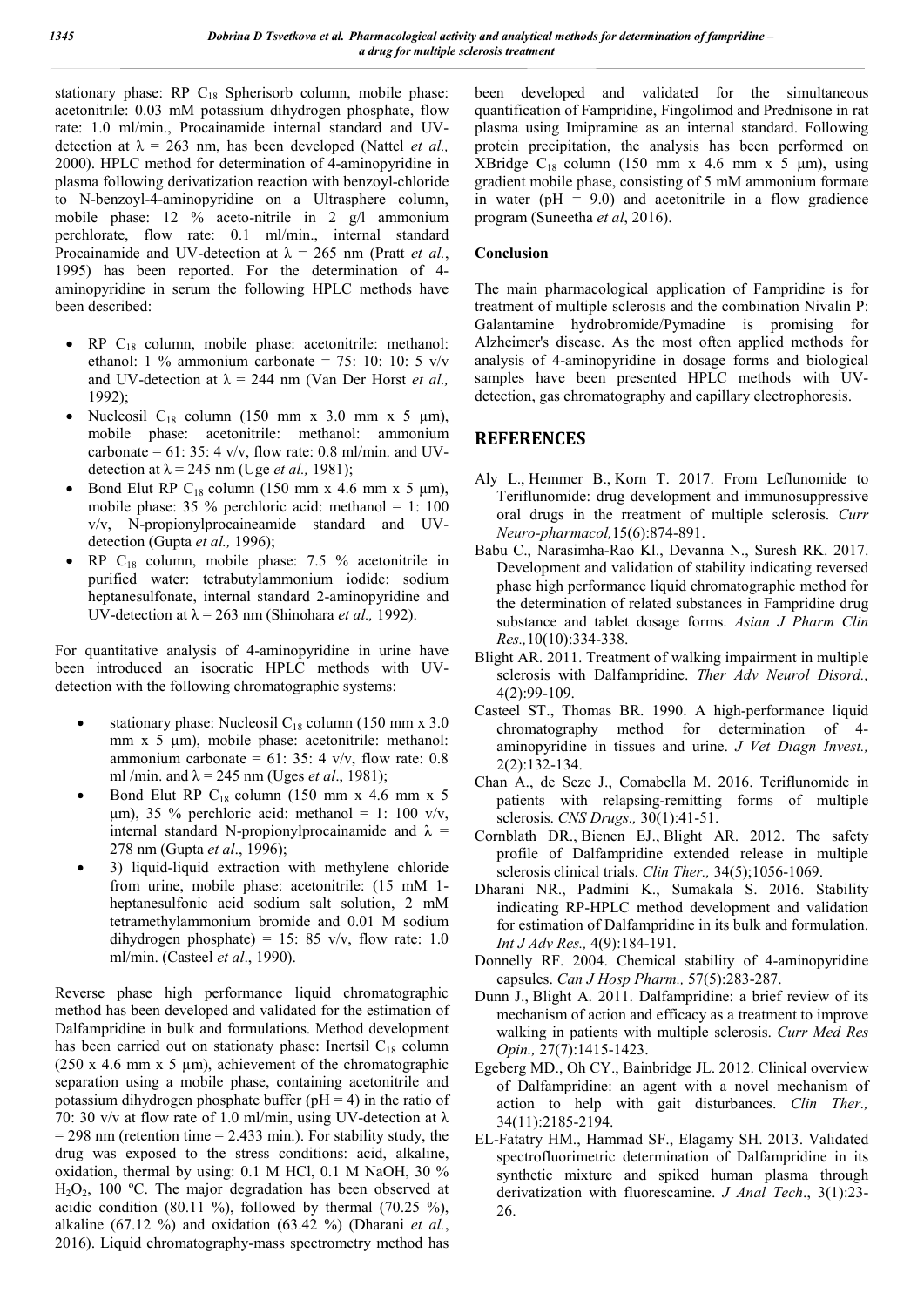stationary phase: RP $C_{18}$ Spherisorb column, mobile phase: acetonitrile: 0.03 mM potassium dihydrogen phosphate, flow rate: 1.0 ml/min., Procainamide internal standard and UV-detection at $\lambda$ = 263 nm, has been developed (Nattel *et al.,* 2000). HPLC method for determination of 4-aminopyridine in plasma following derivatization reaction with benzoyl-chloride to N-benzoyl-4-aminopyridine on a Ultrasphere column, mobile phase: 12 % aceto-nitrile in 2 g/l ammonium perchlorate, flow rate: 0.1 ml/min., internal standard Procainamide and UV-detection at $\lambda$ = 265 nm (Pratt *et al.*, 1995) has been reported. For the determination of 4-aminopyridine in serum the following HPLC methods have been described:

- RP $C_{18}$ column, mobile phase: acetonitrile: methanol: ethanol: 1 % ammonium carbonate = 75: 10: 10: 5 v/v and UV-detection at $\lambda$ = 244 nm (Van Der Horst *et al.,* 1992);
- Nucleosil $C_{18}$ column (150 mm x 3.0 mm x 5 µm), mobile phase: acetonitrile: methanol: ammonium carbonate = 61: 35: 4 v/v, flow rate: 0.8 ml/min. and UV-detection at $\lambda$ = 245 nm (Uge *et al.,* 1981);
- Bond Elut RP $C_{18}$ column (150 mm x 4.6 mm x 5 µm), mobile phase: 35 % perchloric acid: methanol = 1: 100 v/v, N-propionylprocaineamide standard and UV-detection (Gupta *et al.,* 1996);
- RP $C_{18}$ column, mobile phase: 7.5 % acetonitrile in purified water: tetrabutylammonium iodide: sodium heptanesulfonate, internal standard 2-aminopyridine and UV-detection at $\lambda$ = 263 nm (Shinohara *et al.,* 1992).

For quantitative analysis of 4-aminopyridine in urine have been introduced an isocratic HPLC methods with UV-detection with the following chromatographic systems:

- stationary phase: Nucleosil $C_{18}$ column (150 mm x 3.0 mm x 5 µm), mobile phase: acetonitrile: methanol: ammonium carbonate = 61: 35: 4 v/v, flow rate: 0.8 ml /min. and $\lambda$ = 245 nm (Uges *et al*., 1981);
- Bond Elut RP $C_{18}$ column (150 mm x 4.6 mm x 5 µm), 35 % perchloric acid: methanol = 1: 100 v/v, internal standard N-propionylprocainamide and $\lambda$ = 278 nm (Gupta *et al*., 1996);
- 3) liquid-liquid extraction with methylene chloride from urine, mobile phase: acetonitrile: (15 mM 1-heptanesulfonic acid sodium salt solution, 2 mM tetramethylammonium bromide and 0.01 M sodium dihydrogen phosphate) = 15: 85 v/v, flow rate: 1.0 ml/min. (Casteel *et al*., 1990).

Reverse phase high performance liquid chromatographic method has been developed and validated for the estimation of Dalfampridine in bulk and formulations. Method development has been carried out on stationaty phase: Inertsil $C_{18}$ column (250 x 4.6 mm x 5 µm), achievement of the chromatographic separation using a mobile phase, containing acetonitrile and potassium dihydrogen phosphate buffer (pH = 4) in the ratio of 70: 30 v/v at flow rate of 1.0 ml/min, using UV-detection at $\lambda$ = 298 nm (retention time = 2.433 min.). For stability study, the drug was exposed to the stress conditions: acid, alkaline, oxidation, thermal by using: 0.1 M HCl, 0.1 M NaOH, 30 % $H_2O_2$, 100 ºC. The major degradation has been observed at acidic condition (80.11 %), followed by thermal (70.25 %), alkaline (67.12 %) and oxidation (63.42 %) (Dharani *et al.*, 2016). Liquid chromatography-mass spectrometry method has been developed and validated for the simultaneous quantification of Fampridine, Fingolimod and Prednisone in rat plasma using Imipramine as an internal standard. Following protein precipitation, the analysis has been performed on XBridge $C_{18}$ column (150 mm x 4.6 mm x 5 µm), using gradient mobile phase, consisting of 5 mM ammonium formate in water (pH = 9.0) and acetonitrile in a flow gradience program (Suneetha *et al*, 2016).

## Conclusion

The main pharmacological application of Fampridine is for treatment of multiple sclerosis and the combination Nivalin P: Galantamine hydrobromide/Pymadine is promising for Alzheimer's disease. As the most often applied methods for analysis of 4-aminopyridine in dosage forms and biological samples have been presented HPLC methods with UV-detection, gas chromatography and capillary electrophoresis.

## REFERENCES

Aly L., Hemmer B., Korn T. 2017. From Leflunomide to Teriflunomide: drug development and immunosuppressive oral drugs in the rreatment of multiple sclerosis. *Curr Neuro-pharmacol,*15(6):874-891.

Babu C., Narasimha-Rao Kl., Devanna N., Suresh RK. 2017. Development and validation of stability indicating reversed phase high performance liquid chromatographic method for the determination of related substances in Fampridine drug substance and tablet dosage forms. *Asian J Pharm Clin Res.,*10(10):334-338.

Blight AR. 2011. Treatment of walking impairment in multiple sclerosis with Dalfampridine. *Ther Adv Neurol Disord.,* 4(2):99-109.

Casteel ST., Thomas BR. 1990. A high-performance liquid chromatography method for determination of 4-aminopyridine in tissues and urine. *J Vet Diagn Invest.,* 2(2):132-134.

Chan A., de Seze J., Comabella M. 2016. Teriflunomide in patients with relapsing-remitting forms of multiple sclerosis. *CNS Drugs.,* 30(1):41-51.

Cornblath DR., Bienen EJ., Blight AR. 2012. The safety profile of Dalfampridine extended release in multiple sclerosis clinical trials. *Clin Ther.,* 34(5);1056-1069.

Dharani NR., Padmini K., Sumakala S. 2016. Stability indicating RP-HPLC method development and validation for estimation of Dalfampridine in its bulk and formulation. *Int J Adv Res.,* 4(9):184-191.

Donnelly RF. 2004. Chemical stability of 4-aminopyridine capsules. *Can J Hosp Pharm.,* 57(5):283-287.

Dunn J., Blight A. 2011. Dalfampridine: a brief review of its mechanism of action and efficacy as a treatment to improve walking in patients with multiple sclerosis. *Curr Med Res Opin.,* 27(7):1415-1423.

Egeberg MD., Oh CY., Bainbridge JL. 2012. Clinical overview of Dalfampridine: an agent with a novel mechanism of action to help with gait disturbances. *Clin Ther.,* 34(11):2185-2194.

EL-Fatatry HM., Hammad SF., Elagamy SH. 2013. Validated spectrofluorimetric determination of Dalfampridine in its synthetic mixture and spiked human plasma through derivatization with fluorescamine. *J Anal Tech*., 3(1):23-26.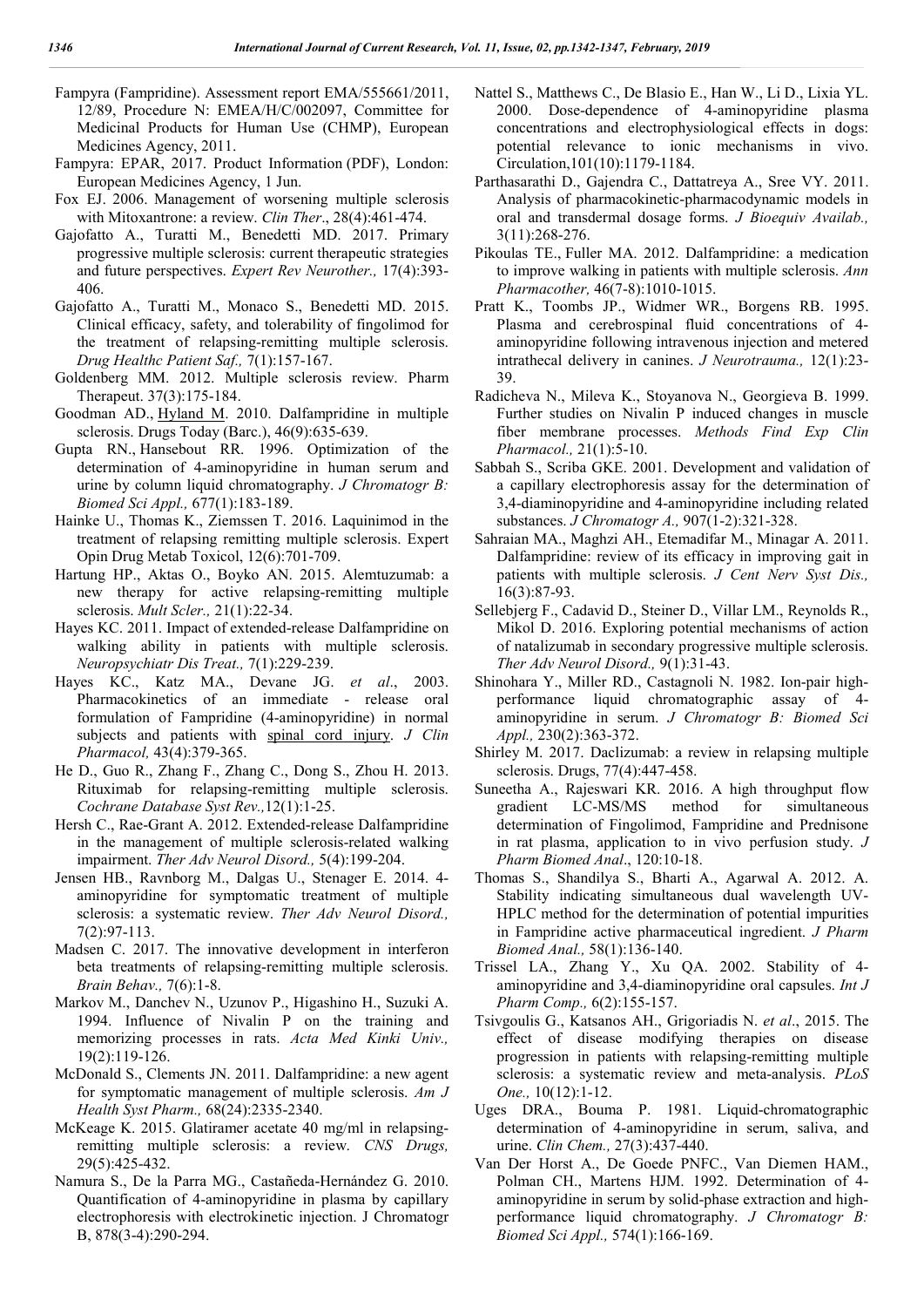Fampyra (Fampridine). Assessment report EMA/555661/2011, 12/89, Procedure N: EMEA/H/C/002097, Committee for Medicinal Products for Human Use (CHMP), European Medicines Agency, 2011.

Fampyra: EPAR, 2017. Product Information (PDF), London: European Medicines Agency, 1 Jun.

Fox EJ. 2006. Management of worsening multiple sclerosis with Mitoxantrone: a review. *Clin Ther*., 28(4):461-474.

Gajofatto A., Turatti M., Benedetti MD. 2017. Primary progressive multiple sclerosis: current therapeutic strategies and future perspectives. *Expert Rev Neurother.,* 17(4):393-406.

Gajofatto A., Turatti M., Monaco S., Benedetti MD. 2015. Clinical efficacy, safety, and tolerability of fingolimod for the treatment of relapsing-remitting multiple sclerosis. *Drug Healthc Patient Saf.,* 7(1):157-167.

Goldenberg MM. 2012. Multiple sclerosis review. Pharm Therapeut. 37(3):175-184.

Goodman AD., Hyland M. 2010. Dalfampridine in multiple sclerosis. Drugs Today (Barc.), 46(9):635-639.

Gupta RN., Hansebout RR. 1996. Optimization of the determination of 4-aminopyridine in human serum and urine by column liquid chromatography. *J Chromatogr B: Biomed Sci Appl.,* 677(1):183-189.

Hainke U., Thomas K., Ziemssen T. 2016. Laquinimod in the treatment of relapsing remitting multiple sclerosis. Expert Opin Drug Metab Toxicol, 12(6):701-709.

Hartung HP., Aktas O., Boyko AN. 2015. Alemtuzumab: a new therapy for active relapsing-remitting multiple sclerosis. *Mult Scler.,* 21(1):22-34.

Hayes KC. 2011. Impact of extended-release Dalfampridine on walking ability in patients with multiple sclerosis. *Neuropsychiatr Dis Treat.,* 7(1):229-239.

Hayes KC., Katz MA., Devane JG. *et al*., 2003. Pharmacokinetics of an immediate - release oral formulation of Fampridine (4-aminopyridine) in normal subjects and patients with spinal cord injury. *J Clin Pharmacol,* 43(4):379-365.

He D., Guo R., Zhang F., Zhang C., Dong S., Zhou H. 2013. Rituximab for relapsing-remitting multiple sclerosis. *Cochrane Database Syst Rev.,*12(1):1-25.

Hersh C., Rae-Grant A. 2012. Extended-release Dalfampridine in the management of multiple sclerosis-related walking impairment. *Ther Adv Neurol Disord.,* 5(4):199-204.

Jensen HB., Ravnborg M., Dalgas U., Stenager E. 2014. 4-aminopyridine for symptomatic treatment of multiple sclerosis: a systematic review. *Ther Adv Neurol Disord.,* 7(2):97-113.

Madsen C. 2017. The innovative development in interferon beta treatments of relapsing-remitting multiple sclerosis. *Brain Behav.,* 7(6):1-8.

Markov M., Danchev N., Uzunov P., Higashino H., Suzuki A. 1994. Influence of Nivalin P on the training and memorizing processes in rats. *Acta Med Kinki Univ.,* 19(2):119-126.

McDonald S., Clements JN. 2011. Dalfampridine: a new agent for symptomatic management of multiple sclerosis. *Am J Health Syst Pharm.,* 68(24):2335-2340.

McKeage K. 2015. Glatiramer acetate 40 mg/ml in relapsing-remitting multiple sclerosis: a review. *CNS Drugs,* 29(5):425-432.

Namura S., De la Parra MG., Castañeda-Hernández G. 2010. Quantification of 4-aminopyridine in plasma by capillary electrophoresis with electrokinetic injection. J Chromatogr B, 878(3-4):290-294.

Nattel S., Matthews C., De Blasio E., Han W., Li D., Lixia YL. 2000. Dose-dependence of 4-aminopyridine plasma concentrations and electrophysiological effects in dogs: potential relevance to ionic mechanisms in vivo. Circulation,101(10):1179-1184.

Parthasarathi D., Gajendra C., Dattatreya A., Sree VY. 2011. Analysis of pharmacokinetic-pharmacodynamic models in oral and transdermal dosage forms. *J Bioequiv Availab.,* 3(11):268-276.

Pikoulas TE., Fuller MA. 2012. Dalfampridine: a medication to improve walking in patients with multiple sclerosis. *Ann Pharmacother,* 46(7-8):1010-1015.

Pratt K., Toombs JP., Widmer WR., Borgens RB. 1995. Plasma and cerebrospinal fluid concentrations of 4-aminopyridine following intravenous injection and metered intrathecal delivery in canines. *J Neurotrauma.,* 12(1):23-39.

Radicheva N., Mileva K., Stoyanova N., Georgieva B. 1999. Further studies on Nivalin P induced changes in muscle fiber membrane processes. *Methods Find Exp Clin Pharmacol.,* 21(1):5-10.

Sabbah S., Scriba GKE. 2001. Development and validation of a capillary electrophoresis assay for the determination of 3,4-diaminopyridine and 4-aminopyridine including related substances. *J Chromatogr A.,* 907(1-2):321-328.

Sahraian MA., Maghzi AH., Etemadifar M., Minagar A. 2011. Dalfampridine: review of its efficacy in improving gait in patients with multiple sclerosis. *J Cent Nerv Syst Dis.,* 16(3):87-93.

Sellebjerg F., Cadavid D., Steiner D., Villar LM., Reynolds R., Mikol D. 2016. Exploring potential mechanisms of action of natalizumab in secondary progressive multiple sclerosis. *Ther Adv Neurol Disord.,* 9(1):31-43.

Shinohara Y., Miller RD., Castagnoli N. 1982. Ion-pair high-performance liquid chromatographic assay of 4-aminopyridine in serum. *J Chromatogr B: Biomed Sci Appl.,* 230(2):363-372.

Shirley M. 2017. Daclizumab: a review in relapsing multiple sclerosis. Drugs, 77(4):447-458.

Suneetha A., Rajeswari KR. 2016. A high throughput flow gradient LC-MS/MS method for simultaneous determination of Fingolimod, Fampridine and Prednisone in rat plasma, application to in vivo perfusion study. *J Pharm Biomed Anal*., 120:10-18.

Thomas S., Shandilya S., Bharti A., Agarwal A. 2012. A. Stability indicating simultaneous dual wavelength UV-HPLC method for the determination of potential impurities in Fampridine active pharmaceutical ingredient. *J Pharm Biomed Anal.,* 58(1):136-140.

Trissel LA., Zhang Y., Xu QA. 2002. Stability of 4-aminopyridine and 3,4-diaminopyridine oral capsules. *Int J Pharm Comp.,* 6(2):155-157.

Tsivgoulis G., Katsanos AH., Grigoriadis N. *et al*., 2015. The effect of disease modifying therapies on disease progression in patients with relapsing-remitting multiple sclerosis: a systematic review and meta-analysis. *PLoS One.,* 10(12):1-12.

Uges DRA., Bouma P. 1981. Liquid-chromatographic determination of 4-aminopyridine in serum, saliva, and urine. *Clin Chem.,* 27(3):437-440.

Van Der Horst A., De Goede PNFC., Van Diemen HAM., Polman CH., Martens HJM. 1992. Determination of 4-aminopyridine in serum by solid-phase extraction and high-performance liquid chromatography. *J Chromatogr B: Biomed Sci Appl.,* 574(1):166-169.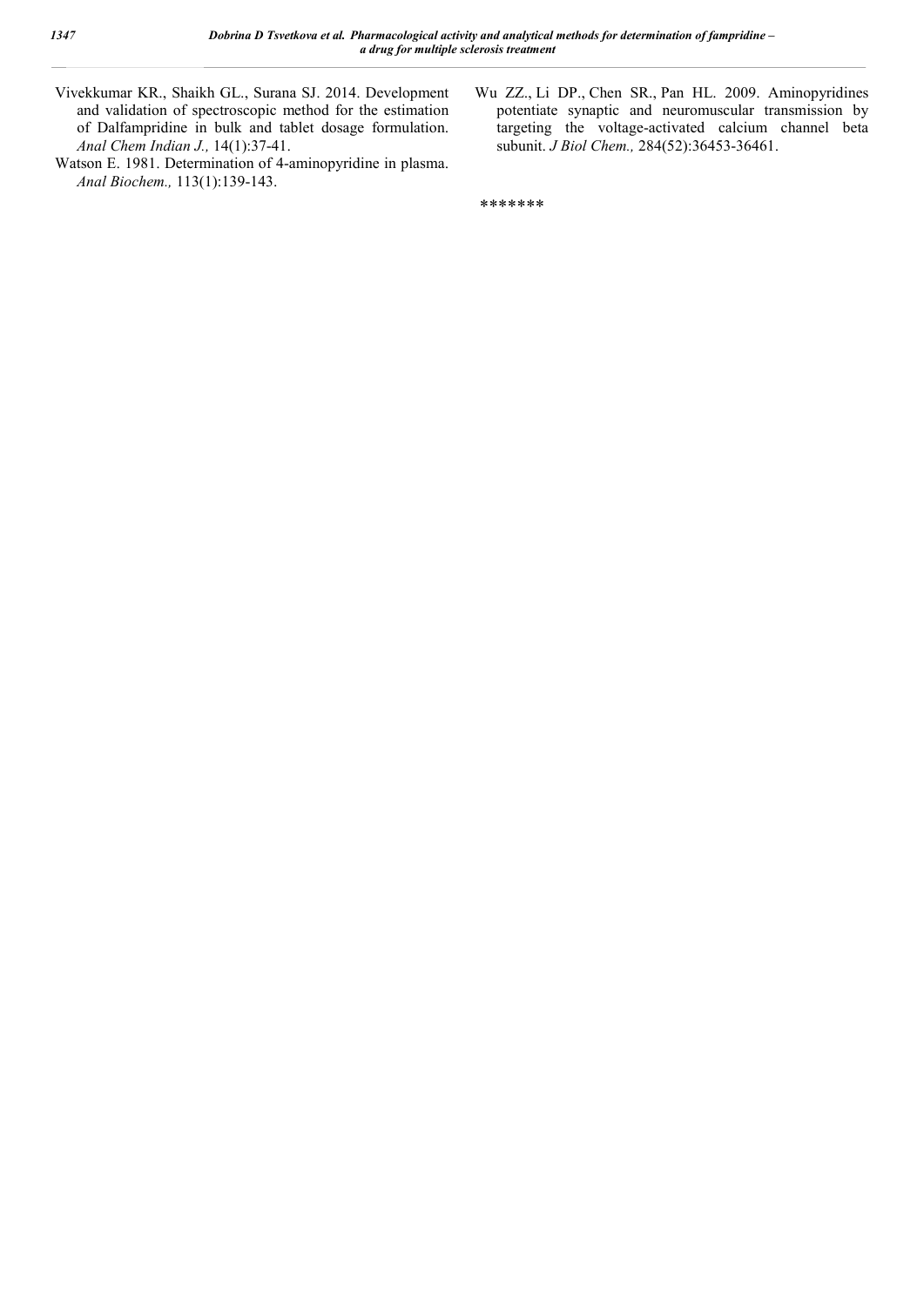Vivekkumar KR., Shaikh GL., Surana SJ. 2014. Development and validation of spectroscopic method for the estimation of Dalfampridine in bulk and tablet dosage formulation. *Anal Chem Indian J.,* 14(1):37-41.

Watson E. 1981. Determination of 4-aminopyridine in plasma. *Anal Biochem.,* 113(1):139-143.

Wu ZZ., Li DP., Chen SR., Pan HL. 2009. Aminopyridines potentiate synaptic and neuromuscular transmission by targeting the voltage-activated calcium channel beta subunit. *J Biol Chem.,* 284(52):36453-36461.

*******